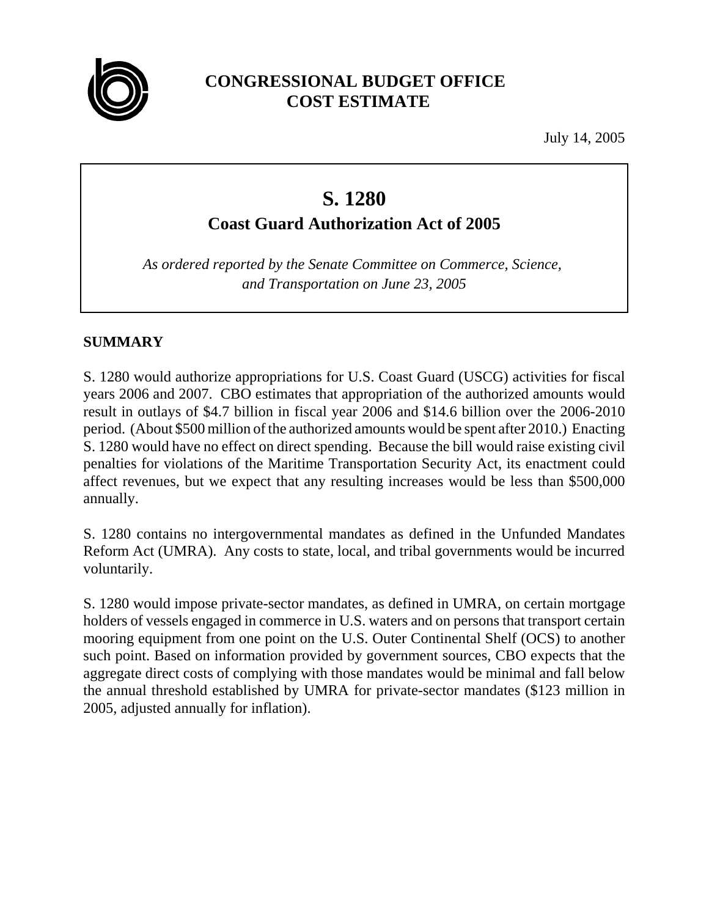# CONGRESSIONAL BUDGET OFFICE
# COST ESTIMATE

July 14, 2005

## S. 1280
### Coast Guard Authorization Act of 2005

*As ordered reported by the Senate Committee on Commerce, Science, and Transportation on June 23, 2005*

## SUMMARY

S. 1280 would authorize appropriations for U.S. Coast Guard (USCG) activities for fiscal years 2006 and 2007. CBO estimates that appropriation of the authorized amounts would result in outlays of $4.7 billion in fiscal year 2006 and $14.6 billion over the 2006-2010 period. (About $500 million of the authorized amounts would be spent after 2010.) Enacting S. 1280 would have no effect on direct spending. Because the bill would raise existing civil penalties for violations of the Maritime Transportation Security Act, its enactment could affect revenues, but we expect that any resulting increases would be less than $500,000 annually.

S. 1280 contains no intergovernmental mandates as defined in the Unfunded Mandates Reform Act (UMRA). Any costs to state, local, and tribal governments would be incurred voluntarily.

S. 1280 would impose private-sector mandates, as defined in UMRA, on certain mortgage holders of vessels engaged in commerce in U.S. waters and on persons that transport certain mooring equipment from one point on the U.S. Outer Continental Shelf (OCS) to another such point. Based on information provided by government sources, CBO expects that the aggregate direct costs of complying with those mandates would be minimal and fall below the annual threshold established by UMRA for private-sector mandates ($123 million in 2005, adjusted annually for inflation).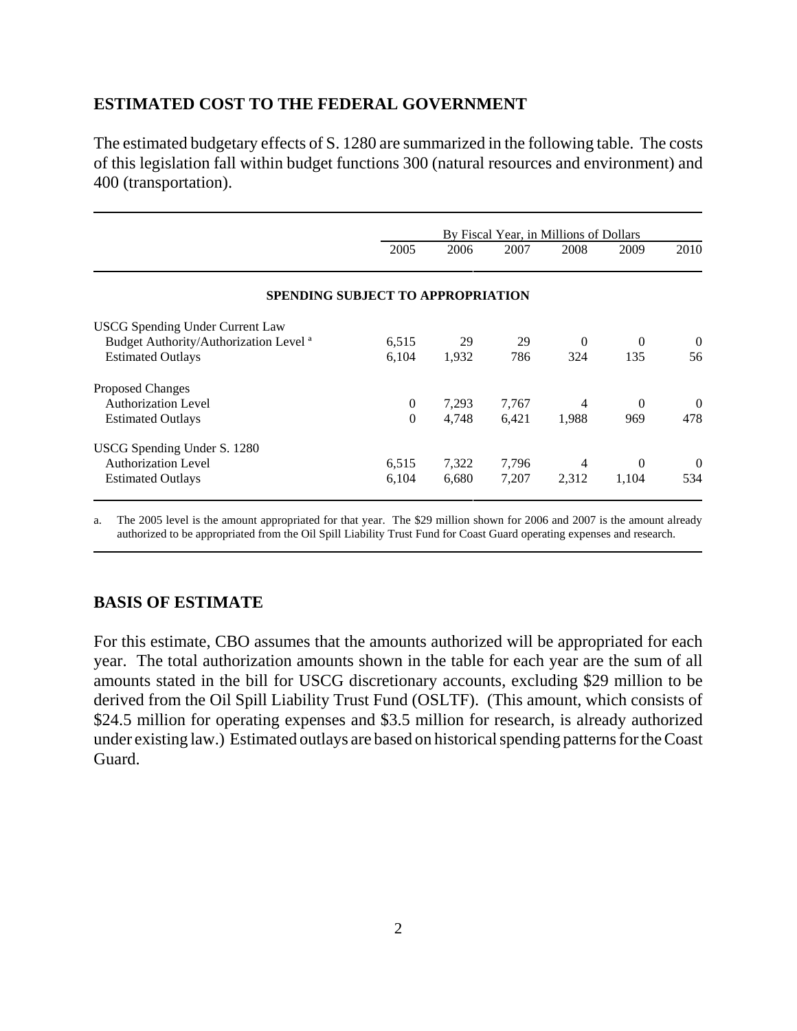## ESTIMATED COST TO THE FEDERAL GOVERNMENT

The estimated budgetary effects of S. 1280 are summarized in the following table. The costs of this legislation fall within budget functions 300 (natural resources and environment) and 400 (transportation).

| | By Fiscal Year, in Millions of Dollars | | | | | |
|---|---|---|---|---|---|---|
| | 2005 | 2006 | 2007 | 2008 | 2009 | 2010 |
| **SPENDING SUBJECT TO APPROPRIATION** | | | | | | |
| USCG Spending Under Current Law | | | | | | |
| Budget Authority/Authorization Level [a] | 6,515 | 29 | 29 | 0 | 0 | 0 |
| Estimated Outlays | 6,104 | 1,932 | 786 | 324 | 135 | 56 |
| Proposed Changes | | | | | | |
| Authorization Level | 0 | 7,293 | 7,767 | 4 | 0 | 0 |
| Estimated Outlays | 0 | 4,748 | 6,421 | 1,988 | 969 | 478 |
| USCG Spending Under S. 1280 | | | | | | |
| Authorization Level | 6,515 | 7,322 | 7,796 | 4 | 0 | 0 |
| Estimated Outlays | 6,104 | 6,680 | 7,207 | 2,312 | 1,104 | 534 |

a. The 2005 level is the amount appropriated for that year. The $29 million shown for 2006 and 2007 is the amount already authorized to be appropriated from the Oil Spill Liability Trust Fund for Coast Guard operating expenses and research.

## BASIS OF ESTIMATE

For this estimate, CBO assumes that the amounts authorized will be appropriated for each year. The total authorization amounts shown in the table for each year are the sum of all amounts stated in the bill for USCG discretionary accounts, excluding $29 million to be derived from the Oil Spill Liability Trust Fund (OSLTF). (This amount, which consists of $24.5 million for operating expenses and $3.5 million for research, is already authorized under existing law.) Estimated outlays are based on historical spending patterns for the Coast Guard.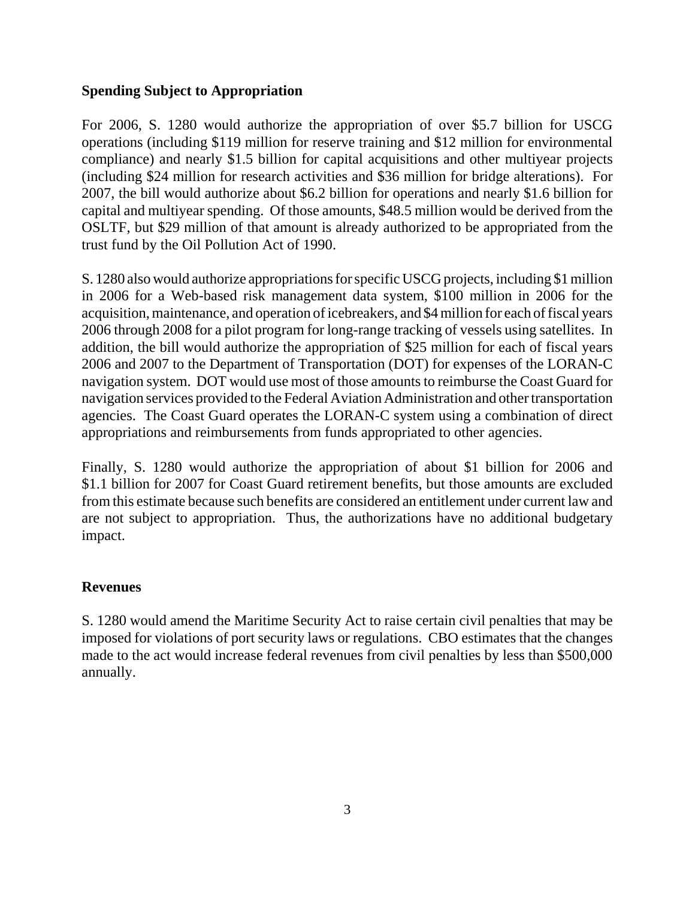### Spending Subject to Appropriation

For 2006, S. 1280 would authorize the appropriation of over $5.7 billion for USCG operations (including $119 million for reserve training and $12 million for environmental compliance) and nearly $1.5 billion for capital acquisitions and other multiyear projects (including $24 million for research activities and $36 million for bridge alterations). For 2007, the bill would authorize about $6.2 billion for operations and nearly $1.6 billion for capital and multiyear spending. Of those amounts, $48.5 million would be derived from the OSLTF, but $29 million of that amount is already authorized to be appropriated from the trust fund by the Oil Pollution Act of 1990.

S. 1280 also would authorize appropriations for specific USCG projects, including $1 million in 2006 for a Web-based risk management data system, $100 million in 2006 for the acquisition, maintenance, and operation of icebreakers, and $4 million for each of fiscal years 2006 through 2008 for a pilot program for long-range tracking of vessels using satellites. In addition, the bill would authorize the appropriation of $25 million for each of fiscal years 2006 and 2007 to the Department of Transportation (DOT) for expenses of the LORAN-C navigation system. DOT would use most of those amounts to reimburse the Coast Guard for navigation services provided to the Federal Aviation Administration and other transportation agencies. The Coast Guard operates the LORAN-C system using a combination of direct appropriations and reimbursements from funds appropriated to other agencies.

Finally, S. 1280 would authorize the appropriation of about $1 billion for 2006 and $1.1 billion for 2007 for Coast Guard retirement benefits, but those amounts are excluded from this estimate because such benefits are considered an entitlement under current law and are not subject to appropriation. Thus, the authorizations have no additional budgetary impact.

### Revenues

S. 1280 would amend the Maritime Security Act to raise certain civil penalties that may be imposed for violations of port security laws or regulations. CBO estimates that the changes made to the act would increase federal revenues from civil penalties by less than $500,000 annually.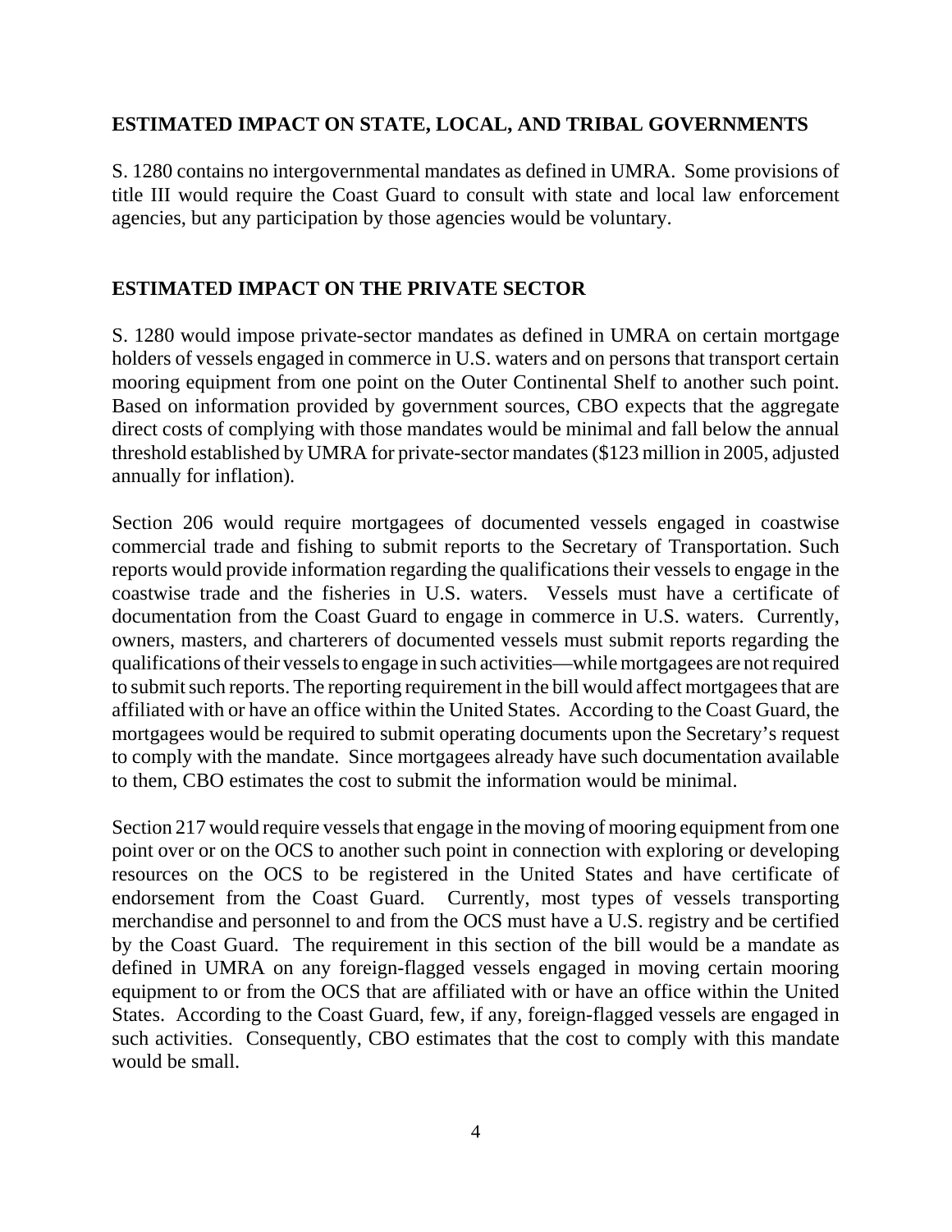## ESTIMATED IMPACT ON STATE, LOCAL, AND TRIBAL GOVERNMENTS

S. 1280 contains no intergovernmental mandates as defined in UMRA. Some provisions of title III would require the Coast Guard to consult with state and local law enforcement agencies, but any participation by those agencies would be voluntary.

## ESTIMATED IMPACT ON THE PRIVATE SECTOR

S. 1280 would impose private-sector mandates as defined in UMRA on certain mortgage holders of vessels engaged in commerce in U.S. waters and on persons that transport certain mooring equipment from one point on the Outer Continental Shelf to another such point. Based on information provided by government sources, CBO expects that the aggregate direct costs of complying with those mandates would be minimal and fall below the annual threshold established by UMRA for private-sector mandates ($123 million in 2005, adjusted annually for inflation).

Section 206 would require mortgagees of documented vessels engaged in coastwise commercial trade and fishing to submit reports to the Secretary of Transportation. Such reports would provide information regarding the qualifications their vessels to engage in the coastwise trade and the fisheries in U.S. waters. Vessels must have a certificate of documentation from the Coast Guard to engage in commerce in U.S. waters. Currently, owners, masters, and charterers of documented vessels must submit reports regarding the qualifications of their vessels to engage in such activities—while mortgagees are not required to submit such reports. The reporting requirement in the bill would affect mortgagees that are affiliated with or have an office within the United States. According to the Coast Guard, the mortgagees would be required to submit operating documents upon the Secretary's request to comply with the mandate. Since mortgagees already have such documentation available to them, CBO estimates the cost to submit the information would be minimal.

Section 217 would require vessels that engage in the moving of mooring equipment from one point over or on the OCS to another such point in connection with exploring or developing resources on the OCS to be registered in the United States and have certificate of endorsement from the Coast Guard. Currently, most types of vessels transporting merchandise and personnel to and from the OCS must have a U.S. registry and be certified by the Coast Guard. The requirement in this section of the bill would be a mandate as defined in UMRA on any foreign-flagged vessels engaged in moving certain mooring equipment to or from the OCS that are affiliated with or have an office within the United States. According to the Coast Guard, few, if any, foreign-flagged vessels are engaged in such activities. Consequently, CBO estimates that the cost to comply with this mandate would be small.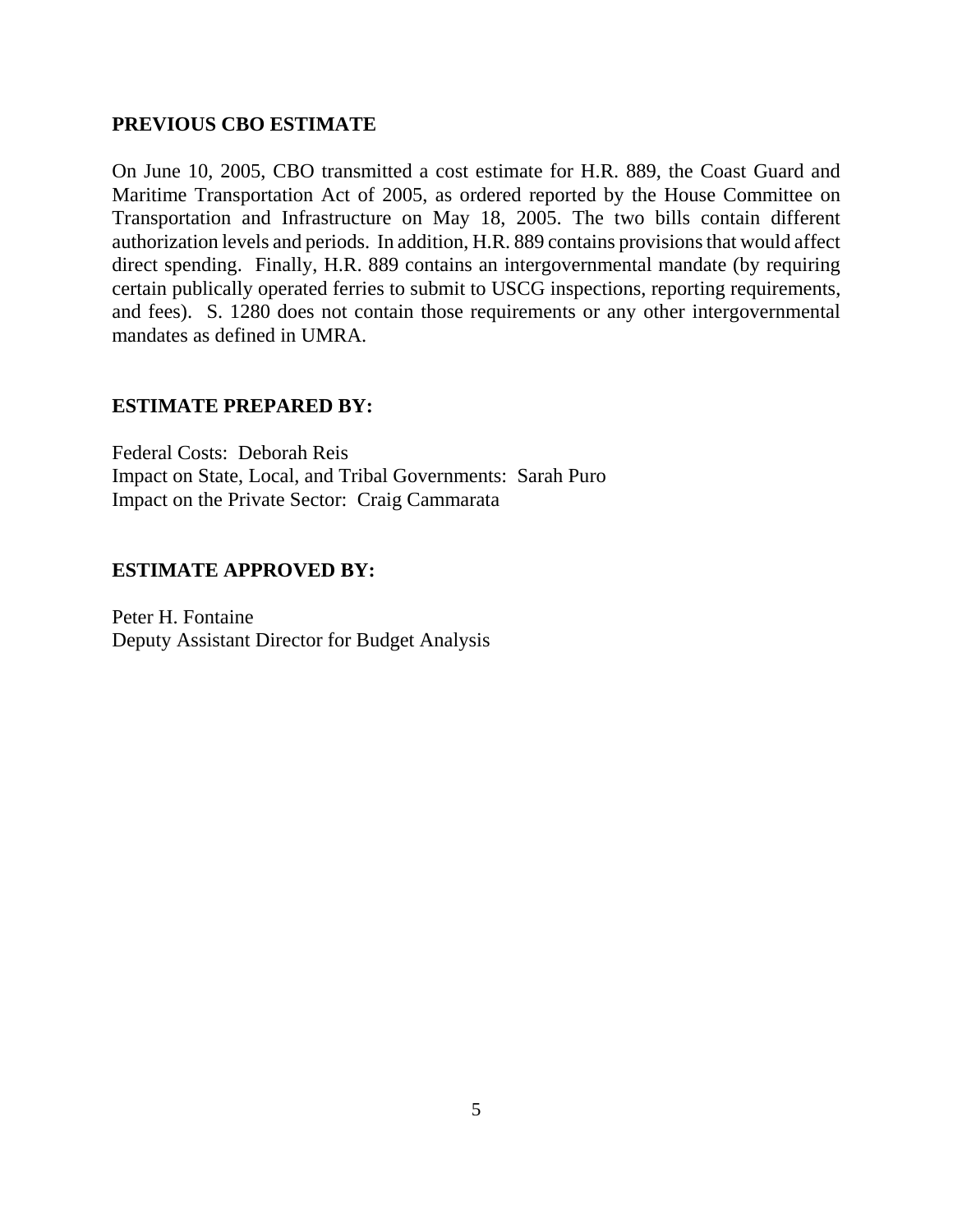## PREVIOUS CBO ESTIMATE

On June 10, 2005, CBO transmitted a cost estimate for H.R. 889, the Coast Guard and Maritime Transportation Act of 2005, as ordered reported by the House Committee on Transportation and Infrastructure on May 18, 2005. The two bills contain different authorization levels and periods. In addition, H.R. 889 contains provisions that would affect direct spending. Finally, H.R. 889 contains an intergovernmental mandate (by requiring certain publically operated ferries to submit to USCG inspections, reporting requirements, and fees). S. 1280 does not contain those requirements or any other intergovernmental mandates as defined in UMRA.

## ESTIMATE PREPARED BY:

Federal Costs: Deborah Reis
Impact on State, Local, and Tribal Governments: Sarah Puro
Impact on the Private Sector: Craig Cammarata

## ESTIMATE APPROVED BY:

Peter H. Fontaine
Deputy Assistant Director for Budget Analysis